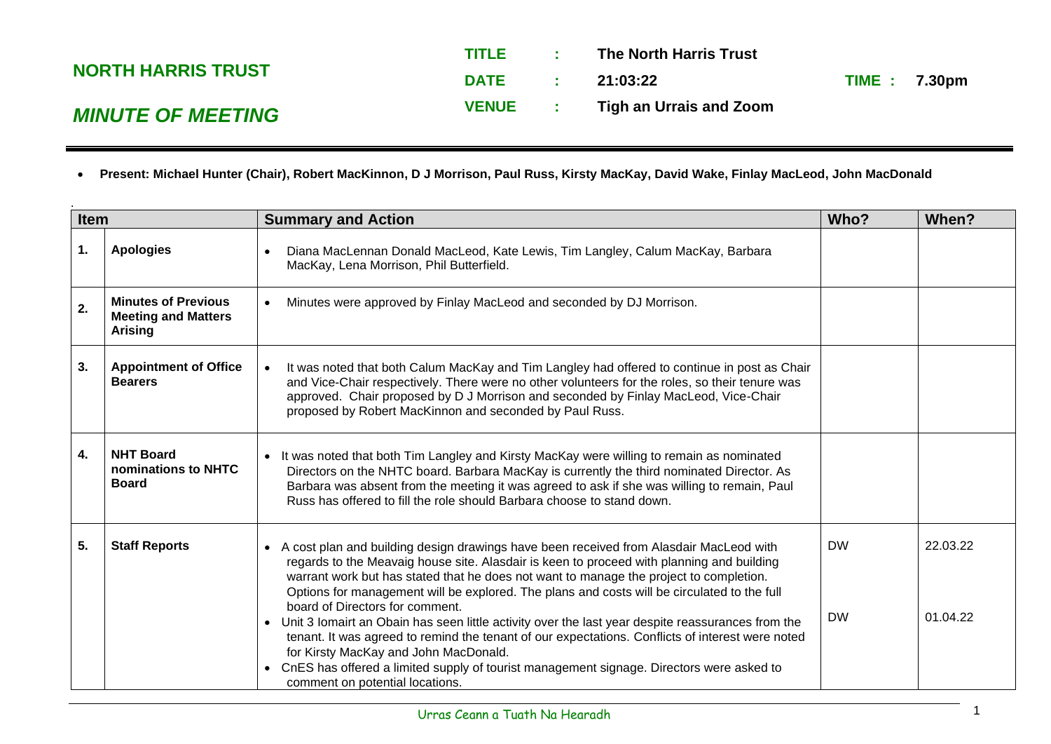## NORTH HARRIS TRUST

## *MINUTE OF MEETING*

**TITLE** : **The North Harris Trust**

**DATE** : **21:03:22** **TIME : 7.30pm**

**VENUE** : **Tigh an Urrais and Zoom**

- **Present: Michael Hunter (Chair), Robert MacKinnon, D J Morrison, Paul Russ, Kirsty MacKay, David Wake, Finlay MacLeod, John MacDonald**

| Item | | Summary and Action | Who? | When? |
|---|---|---|---|---|
| **1.** | **Apologies** | • Diana MacLennan Donald MacLeod, Kate Lewis, Tim Langley, Calum MacKay, Barbara MacKay, Lena Morrison, Phil Butterfield. | | |
| **2.** | **Minutes of Previous Meeting and Matters Arising** | • Minutes were approved by Finlay MacLeod and seconded by DJ Morrison. | | |
| **3.** | **Appointment of Office Bearers** | • It was noted that both Calum MacKay and Tim Langley had offered to continue in post as Chair and Vice-Chair respectively. There were no other volunteers for the roles, so their tenure was approved. Chair proposed by D J Morrison and seconded by Finlay MacLeod, Vice-Chair proposed by Robert MacKinnon and seconded by Paul Russ. | | |
| **4.** | **NHT Board nominations to NHTC Board** | • It was noted that both Tim Langley and Kirsty MacKay were willing to remain as nominated Directors on the NHTC board. Barbara MacKay is currently the third nominated Director. As Barbara was absent from the meeting it was agreed to ask if she was willing to remain, Paul Russ has offered to fill the role should Barbara choose to stand down. | | |
| **5.** | **Staff Reports** | • A cost plan and building design drawings have been received from Alasdair MacLeod with regards to the Meavaig house site. Alasdair is keen to proceed with planning and building warrant work but has stated that he does not want to manage the project to completion. Options for management will be explored. The plans and costs will be circulated to the full board of Directors for comment.<br>• Unit 3 Iomairt an Obain has seen little activity over the last year despite reassurances from the tenant. It was agreed to remind the tenant of our expectations. Conflicts of interest were noted for Kirsty MacKay and John MacDonald.<br>• CnES has offered a limited supply of tourist management signage. Directors were asked to comment on potential locations. | DW<br><br>DW | 22.03.22<br><br>01.04.22 |

Urras Ceann a Tuath Na Hearadh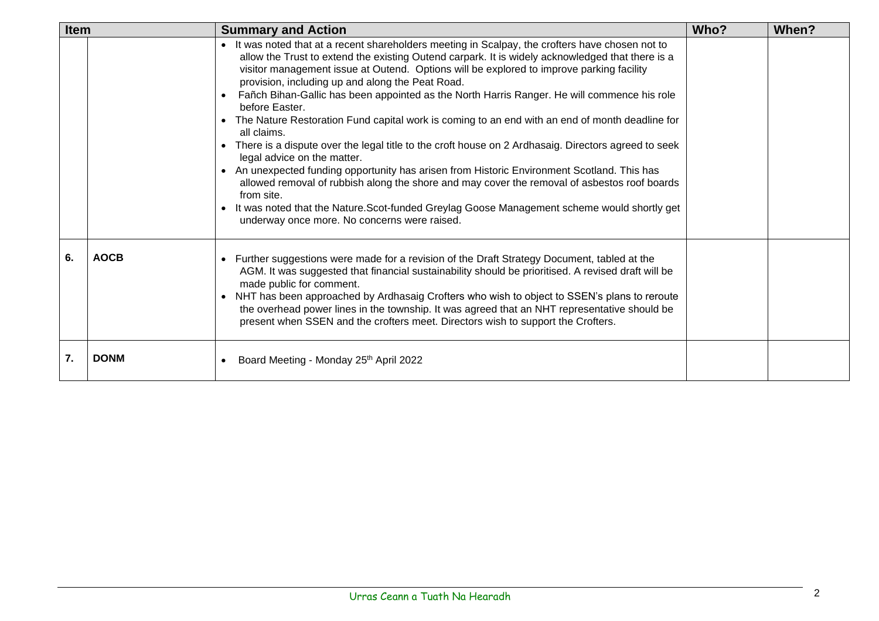| Item | | Summary and Action | Who? | When? |
|---|---|---|---|---|
| | | • It was noted that at a recent shareholders meeting in Scalpay, the crofters have chosen not to allow the Trust to extend the existing Outend carpark. It is widely acknowledged that there is a visitor management issue at Outend. Options will be explored to improve parking facility provision, including up and along the Peat Road.<br>• Fañch Bihan-Gallic has been appointed as the North Harris Ranger. He will commence his role before Easter.<br>• The Nature Restoration Fund capital work is coming to an end with an end of month deadline for all claims.<br>• There is a dispute over the legal title to the croft house on 2 Ardhasaig. Directors agreed to seek legal advice on the matter.<br>• An unexpected funding opportunity has arisen from Historic Environment Scotland. This has allowed removal of rubbish along the shore and may cover the removal of asbestos roof boards from site.<br>• It was noted that the Nature.Scot-funded Greylag Goose Management scheme would shortly get underway once more. No concerns were raised. | | |
| **6.** | **AOCB** | • Further suggestions were made for a revision of the Draft Strategy Document, tabled at the AGM. It was suggested that financial sustainability should be prioritised. A revised draft will be made public for comment.<br>• NHT has been approached by Ardhasaig Crofters who wish to object to SSEN's plans to reroute the overhead power lines in the township. It was agreed that an NHT representative should be present when SSEN and the crofters meet. Directors wish to support the Crofters. | | |
| **7.** | **DONM** | • Board Meeting - Monday 25th April 2022 | | |